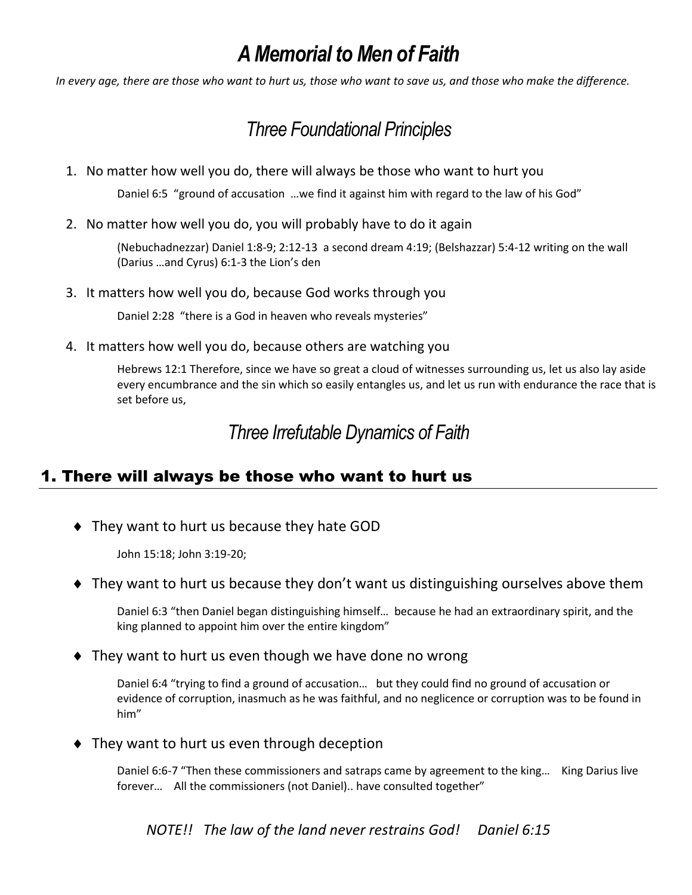# *A Memorial to Men of Faith*

*In every age, there are those who want to hurt us, those who want to save us, and those who make the difference.*

## *Three Foundational Principles*

1. No matter how well you do, there will always be those who want to hurt you

   Daniel 6:5 "ground of accusation …we find it against him with regard to the law of his God"

2. No matter how well you do, you will probably have to do it again

   (Nebuchadnezzar) Daniel 1:8-9; 2:12-13 a second dream 4:19; (Belshazzar) 5:4-12 writing on the wall (Darius …and Cyrus) 6:1-3 the Lion's den

3. It matters how well you do, because God works through you

   Daniel 2:28 "there is a God in heaven who reveals mysteries"

4. It matters how well you do, because others are watching you

   Hebrews 12:1 Therefore, since we have so great a cloud of witnesses surrounding us, let us also lay aside every encumbrance and the sin which so easily entangles us, and let us run with endurance the race that is set before us,

## *Three Irrefutable Dynamics of Faith*

### 1. There will always be those who want to hurt us

- They want to hurt us because they hate GOD

  John 15:18; John 3:19-20;

- They want to hurt us because they don't want us distinguishing ourselves above them

  Daniel 6:3 "then Daniel began distinguishing himself… because he had an extraordinary spirit, and the king planned to appoint him over the entire kingdom"

- They want to hurt us even though we have done no wrong

  Daniel 6:4 "trying to find a ground of accusation… but they could find no ground of accusation or evidence of corruption, inasmuch as he was faithful, and no neglicence or corruption was to be found in him"

- They want to hurt us even through deception

  Daniel 6:6-7 "Then these commissioners and satraps came by agreement to the king… King Darius live forever… All the commissioners (not Daniel).. have consulted together"

*NOTE!! The law of the land never restrains God! Daniel 6:15*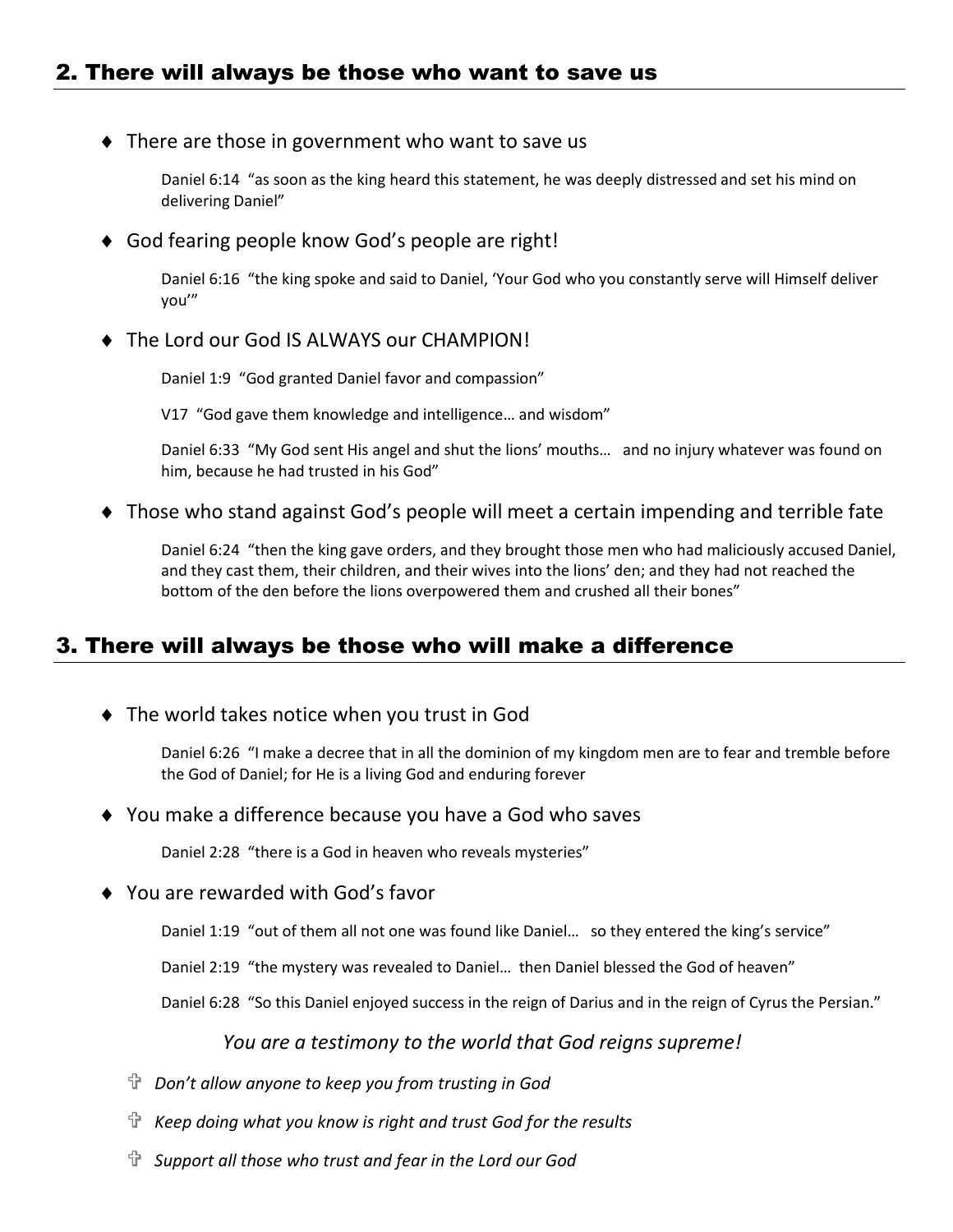## 2. There will always be those who want to save us

- There are those in government who want to save us

  Daniel 6:14 "as soon as the king heard this statement, he was deeply distressed and set his mind on delivering Daniel"

- God fearing people know God's people are right!

  Daniel 6:16 "the king spoke and said to Daniel, 'Your God who you constantly serve will Himself deliver you'"

- The Lord our God IS ALWAYS our CHAMPION!

  Daniel 1:9 "God granted Daniel favor and compassion"

  V17 "God gave them knowledge and intelligence… and wisdom"

  Daniel 6:33 "My God sent His angel and shut the lions' mouths… and no injury whatever was found on him, because he had trusted in his God"

- Those who stand against God's people will meet a certain impending and terrible fate

  Daniel 6:24 "then the king gave orders, and they brought those men who had maliciously accused Daniel, and they cast them, their children, and their wives into the lions' den; and they had not reached the bottom of the den before the lions overpowered them and crushed all their bones"

## 3. There will always be those who will make a difference

- The world takes notice when you trust in God

  Daniel 6:26 "I make a decree that in all the dominion of my kingdom men are to fear and tremble before the God of Daniel; for He is a living God and enduring forever

- You make a difference because you have a God who saves

  Daniel 2:28 "there is a God in heaven who reveals mysteries"

- You are rewarded with God's favor

  Daniel 1:19 "out of them all not one was found like Daniel… so they entered the king's service"

  Daniel 2:19 "the mystery was revealed to Daniel… then Daniel blessed the God of heaven"

  Daniel 6:28 "So this Daniel enjoyed success in the reign of Darius and in the reign of Cyrus the Persian."

*You are a testimony to the world that God reigns supreme!*

- ✞ *Don't allow anyone to keep you from trusting in God*
- ✞ *Keep doing what you know is right and trust God for the results*
- ✞ *Support all those who trust and fear in the Lord our God*